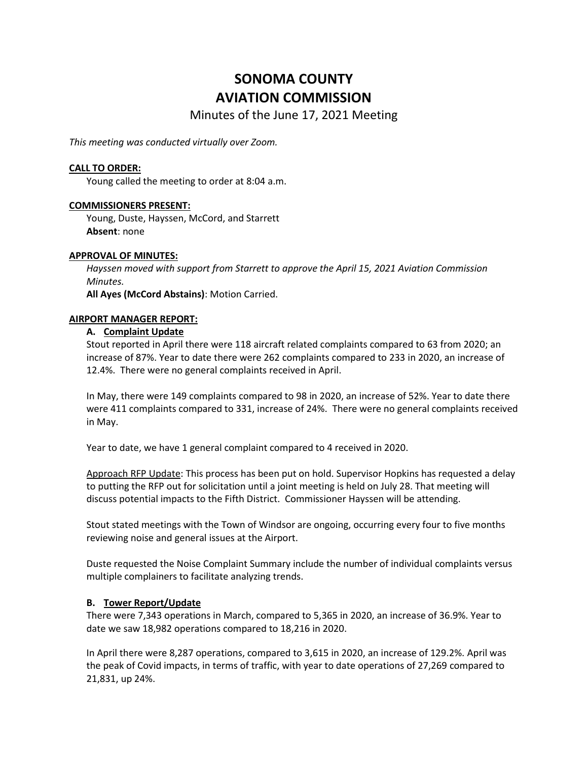# SONOMA COUNTY
# AVIATION COMMISSION

## Minutes of the June 17, 2021 Meeting

*This meeting was conducted virtually over Zoom.*

**CALL TO ORDER:**

Young called the meeting to order at 8:04 a.m.

**COMMISSIONERS PRESENT:**

Young, Duste, Hayssen, McCord, and Starrett
**Absent**: none

**APPROVAL OF MINUTES:**

*Hayssen moved with support from Starrett to approve the April 15, 2021 Aviation Commission Minutes.*
**All Ayes (McCord Abstains)**: Motion Carried.

**AIRPORT MANAGER REPORT:**

**A. Complaint Update**

Stout reported in April there were 118 aircraft related complaints compared to 63 from 2020; an increase of 87%. Year to date there were 262 complaints compared to 233 in 2020, an increase of 12.4%. There were no general complaints received in April.

In May, there were 149 complaints compared to 98 in 2020, an increase of 52%. Year to date there were 411 complaints compared to 331, increase of 24%. There were no general complaints received in May.

Year to date, we have 1 general complaint compared to 4 received in 2020.

Approach RFP Update: This process has been put on hold. Supervisor Hopkins has requested a delay to putting the RFP out for solicitation until a joint meeting is held on July 28. That meeting will discuss potential impacts to the Fifth District. Commissioner Hayssen will be attending.

Stout stated meetings with the Town of Windsor are ongoing, occurring every four to five months reviewing noise and general issues at the Airport.

Duste requested the Noise Complaint Summary include the number of individual complaints versus multiple complainers to facilitate analyzing trends.

**B. Tower Report/Update**

There were 7,343 operations in March, compared to 5,365 in 2020, an increase of 36.9%. Year to date we saw 18,982 operations compared to 18,216 in 2020.

In April there were 8,287 operations, compared to 3,615 in 2020, an increase of 129.2%. April was the peak of Covid impacts, in terms of traffic, with year to date operations of 27,269 compared to 21,831, up 24%.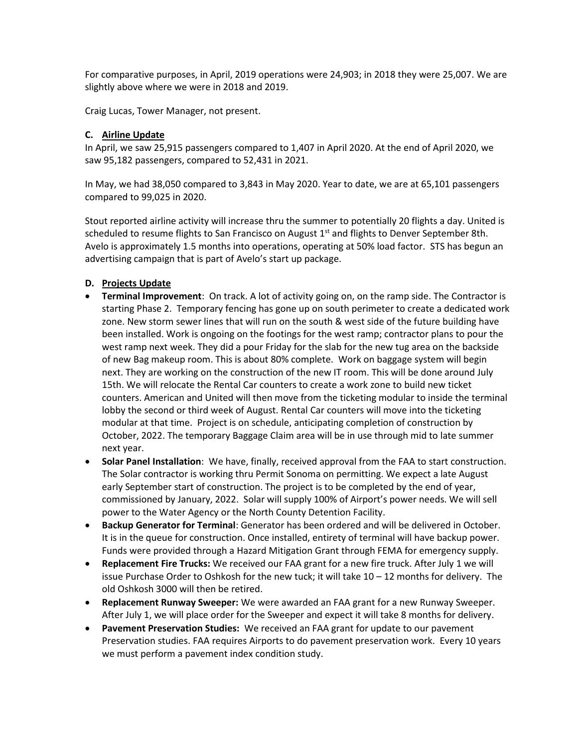For comparative purposes, in April, 2019 operations were 24,903; in 2018 they were 25,007. We are slightly above where we were in 2018 and 2019.

Craig Lucas, Tower Manager, not present.

**C. Airline Update**

In April, we saw 25,915 passengers compared to 1,407 in April 2020. At the end of April 2020, we saw 95,182 passengers, compared to 52,431 in 2021.

In May, we had 38,050 compared to 3,843 in May 2020. Year to date, we are at 65,101 passengers compared to 99,025 in 2020.

Stout reported airline activity will increase thru the summer to potentially 20 flights a day. United is scheduled to resume flights to San Francisco on August 1st and flights to Denver September 8th. Avelo is approximately 1.5 months into operations, operating at 50% load factor. STS has begun an advertising campaign that is part of Avelo's start up package.

**D. Projects Update**

- **Terminal Improvement**: On track. A lot of activity going on, on the ramp side. The Contractor is starting Phase 2. Temporary fencing has gone up on south perimeter to create a dedicated work zone. New storm sewer lines that will run on the south & west side of the future building have been installed. Work is ongoing on the footings for the west ramp; contractor plans to pour the west ramp next week. They did a pour Friday for the slab for the new tug area on the backside of new Bag makeup room. This is about 80% complete. Work on baggage system will begin next. They are working on the construction of the new IT room. This will be done around July 15th. We will relocate the Rental Car counters to create a work zone to build new ticket counters. American and United will then move from the ticketing modular to inside the terminal lobby the second or third week of August. Rental Car counters will move into the ticketing modular at that time. Project is on schedule, anticipating completion of construction by October, 2022. The temporary Baggage Claim area will be in use through mid to late summer next year.
- **Solar Panel Installation**: We have, finally, received approval from the FAA to start construction. The Solar contractor is working thru Permit Sonoma on permitting. We expect a late August early September start of construction. The project is to be completed by the end of year, commissioned by January, 2022. Solar will supply 100% of Airport's power needs. We will sell power to the Water Agency or the North County Detention Facility.
- **Backup Generator for Terminal**: Generator has been ordered and will be delivered in October. It is in the queue for construction. Once installed, entirety of terminal will have backup power. Funds were provided through a Hazard Mitigation Grant through FEMA for emergency supply.
- **Replacement Fire Trucks:** We received our FAA grant for a new fire truck. After July 1 we will issue Purchase Order to Oshkosh for the new tuck; it will take 10 – 12 months for delivery. The old Oshkosh 3000 will then be retired.
- **Replacement Runway Sweeper:** We were awarded an FAA grant for a new Runway Sweeper. After July 1, we will place order for the Sweeper and expect it will take 8 months for delivery.
- **Pavement Preservation Studies:** We received an FAA grant for update to our pavement Preservation studies. FAA requires Airports to do pavement preservation work. Every 10 years we must perform a pavement index condition study.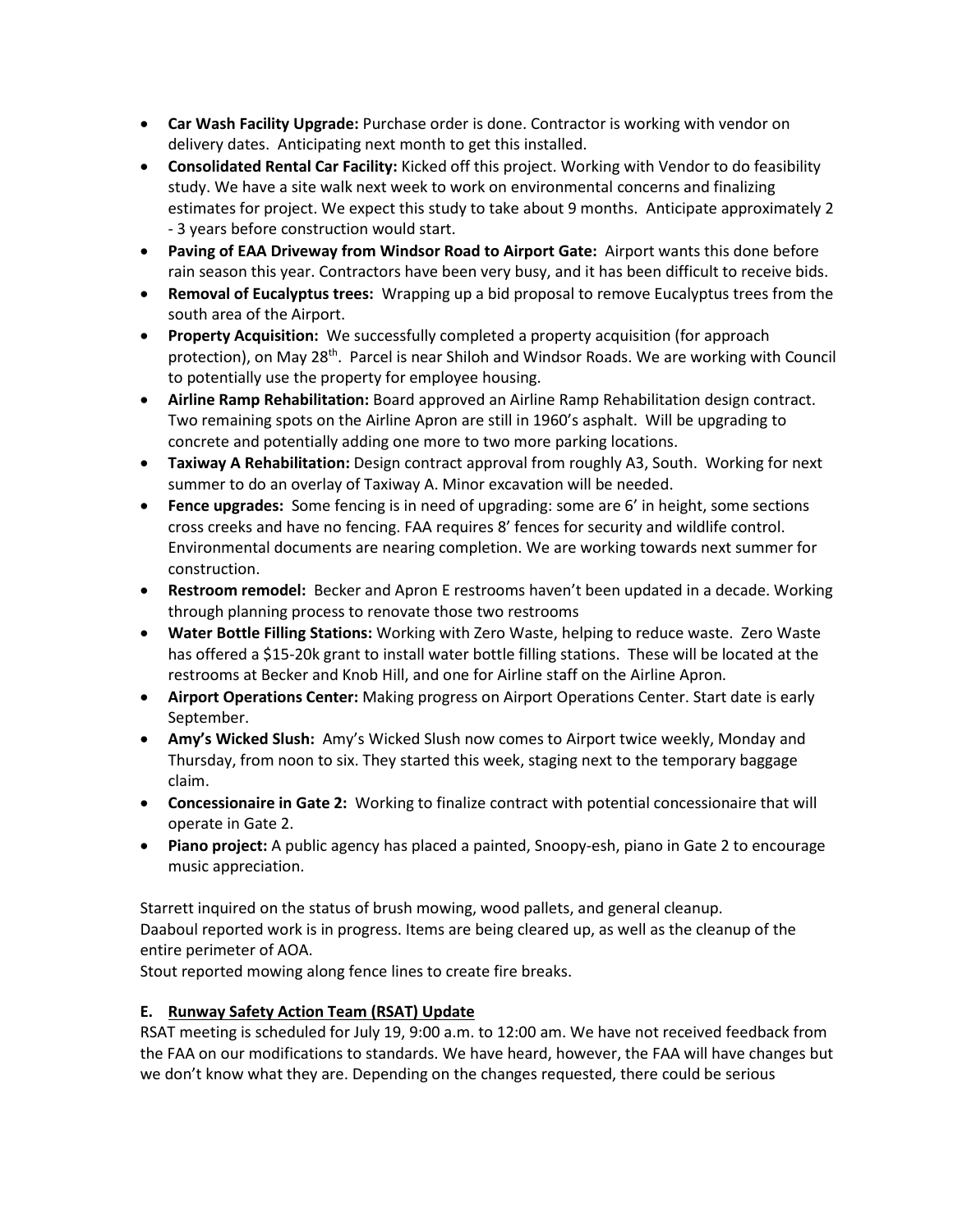- **Car Wash Facility Upgrade:** Purchase order is done. Contractor is working with vendor on delivery dates. Anticipating next month to get this installed.
- **Consolidated Rental Car Facility:** Kicked off this project. Working with Vendor to do feasibility study. We have a site walk next week to work on environmental concerns and finalizing estimates for project. We expect this study to take about 9 months. Anticipate approximately 2 - 3 years before construction would start.
- **Paving of EAA Driveway from Windsor Road to Airport Gate:** Airport wants this done before rain season this year. Contractors have been very busy, and it has been difficult to receive bids.
- **Removal of Eucalyptus trees:** Wrapping up a bid proposal to remove Eucalyptus trees from the south area of the Airport.
- **Property Acquisition:** We successfully completed a property acquisition (for approach protection), on May 28th. Parcel is near Shiloh and Windsor Roads. We are working with Council to potentially use the property for employee housing.
- **Airline Ramp Rehabilitation:** Board approved an Airline Ramp Rehabilitation design contract. Two remaining spots on the Airline Apron are still in 1960's asphalt. Will be upgrading to concrete and potentially adding one more to two more parking locations.
- **Taxiway A Rehabilitation:** Design contract approval from roughly A3, South. Working for next summer to do an overlay of Taxiway A. Minor excavation will be needed.
- **Fence upgrades:** Some fencing is in need of upgrading: some are 6' in height, some sections cross creeks and have no fencing. FAA requires 8' fences for security and wildlife control. Environmental documents are nearing completion. We are working towards next summer for construction.
- **Restroom remodel:** Becker and Apron E restrooms haven't been updated in a decade. Working through planning process to renovate those two restrooms
- **Water Bottle Filling Stations:** Working with Zero Waste, helping to reduce waste. Zero Waste has offered a $15-20k grant to install water bottle filling stations. These will be located at the restrooms at Becker and Knob Hill, and one for Airline staff on the Airline Apron.
- **Airport Operations Center:** Making progress on Airport Operations Center. Start date is early September.
- **Amy's Wicked Slush:** Amy's Wicked Slush now comes to Airport twice weekly, Monday and Thursday, from noon to six. They started this week, staging next to the temporary baggage claim.
- **Concessionaire in Gate 2:** Working to finalize contract with potential concessionaire that will operate in Gate 2.
- **Piano project:** A public agency has placed a painted, Snoopy-esh, piano in Gate 2 to encourage music appreciation.

Starrett inquired on the status of brush mowing, wood pallets, and general cleanup.
Daaboul reported work is in progress. Items are being cleared up, as well as the cleanup of the entire perimeter of AOA.
Stout reported mowing along fence lines to create fire breaks.

### E. Runway Safety Action Team (RSAT) Update

RSAT meeting is scheduled for July 19, 9:00 a.m. to 12:00 am. We have not received feedback from the FAA on our modifications to standards. We have heard, however, the FAA will have changes but we don't know what they are. Depending on the changes requested, there could be serious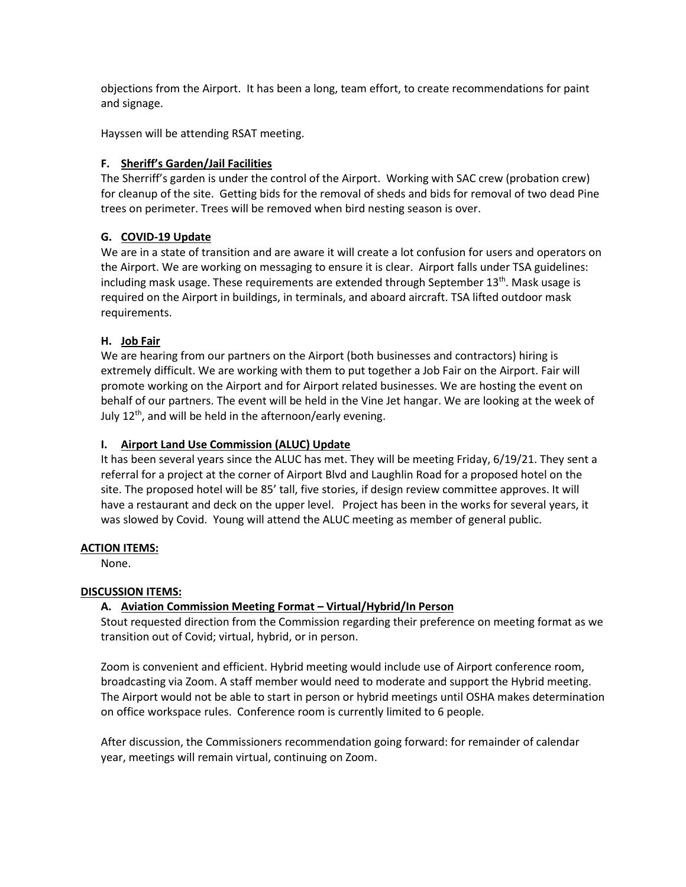objections from the Airport. It has been a long, team effort, to create recommendations for paint and signage.

Hayssen will be attending RSAT meeting.

**F. Sheriff's Garden/Jail Facilities**

The Sherriff's garden is under the control of the Airport. Working with SAC crew (probation crew) for cleanup of the site. Getting bids for the removal of sheds and bids for removal of two dead Pine trees on perimeter. Trees will be removed when bird nesting season is over.

**G. COVID-19 Update**

We are in a state of transition and are aware it will create a lot confusion for users and operators on the Airport. We are working on messaging to ensure it is clear. Airport falls under TSA guidelines: including mask usage. These requirements are extended through September 13th. Mask usage is required on the Airport in buildings, in terminals, and aboard aircraft. TSA lifted outdoor mask requirements.

**H. Job Fair**

We are hearing from our partners on the Airport (both businesses and contractors) hiring is extremely difficult. We are working with them to put together a Job Fair on the Airport. Fair will promote working on the Airport and for Airport related businesses. We are hosting the event on behalf of our partners. The event will be held in the Vine Jet hangar. We are looking at the week of July 12th, and will be held in the afternoon/early evening.

**I. Airport Land Use Commission (ALUC) Update**

It has been several years since the ALUC has met. They will be meeting Friday, 6/19/21. They sent a referral for a project at the corner of Airport Blvd and Laughlin Road for a proposed hotel on the site. The proposed hotel will be 85' tall, five stories, if design review committee approves. It will have a restaurant and deck on the upper level. Project has been in the works for several years, it was slowed by Covid. Young will attend the ALUC meeting as member of general public.

**ACTION ITEMS:**

None.

**DISCUSSION ITEMS:**

**A. Aviation Commission Meeting Format – Virtual/Hybrid/In Person**

Stout requested direction from the Commission regarding their preference on meeting format as we transition out of Covid; virtual, hybrid, or in person.

Zoom is convenient and efficient. Hybrid meeting would include use of Airport conference room, broadcasting via Zoom. A staff member would need to moderate and support the Hybrid meeting. The Airport would not be able to start in person or hybrid meetings until OSHA makes determination on office workspace rules. Conference room is currently limited to 6 people.

After discussion, the Commissioners recommendation going forward: for remainder of calendar year, meetings will remain virtual, continuing on Zoom.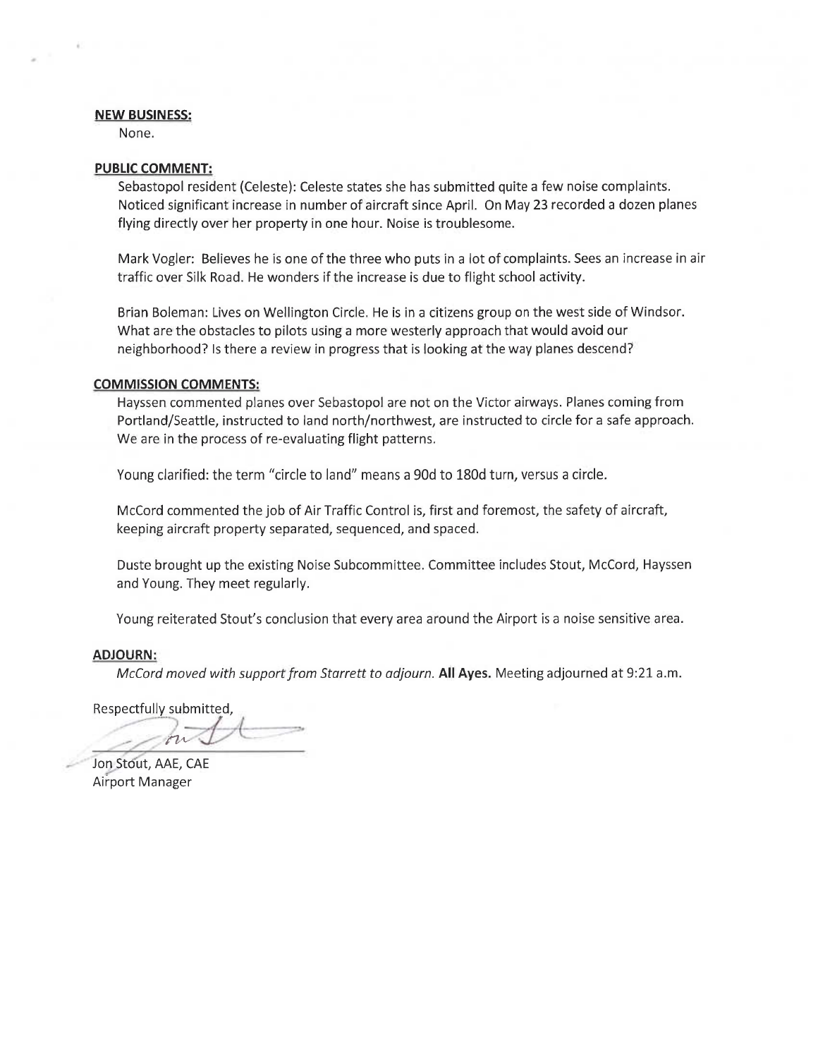**NEW BUSINESS:**

None.

**PUBLIC COMMENT:**

Sebastopol resident (Celeste): Celeste states she has submitted quite a few noise complaints. Noticed significant increase in number of aircraft since April. On May 23 recorded a dozen planes flying directly over her property in one hour. Noise is troublesome.

Mark Vogler: Believes he is one of the three who puts in a lot of complaints. Sees an increase in air traffic over Silk Road. He wonders if the increase is due to flight school activity.

Brian Boleman: Lives on Wellington Circle. He is in a citizens group on the west side of Windsor. What are the obstacles to pilots using a more westerly approach that would avoid our neighborhood? Is there a review in progress that is looking at the way planes descend?

**COMMISSION COMMENTS:**

Hayssen commented planes over Sebastopol are not on the Victor airways. Planes coming from Portland/Seattle, instructed to land north/northwest, are instructed to circle for a safe approach. We are in the process of re-evaluating flight patterns.

Young clarified: the term "circle to land" means a 90d to 180d turn, versus a circle.

McCord commented the job of Air Traffic Control is, first and foremost, the safety of aircraft, keeping aircraft property separated, sequenced, and spaced.

Duste brought up the existing Noise Subcommittee. Committee includes Stout, McCord, Hayssen and Young. They meet regularly.

Young reiterated Stout's conclusion that every area around the Airport is a noise sensitive area.

**ADJOURN:**

*McCord moved with support from Starrett to adjourn.* **All Ayes.** Meeting adjourned at 9:21 a.m.

Respectfully submitted,

Jon Stout, AAE, CAE
Airport Manager